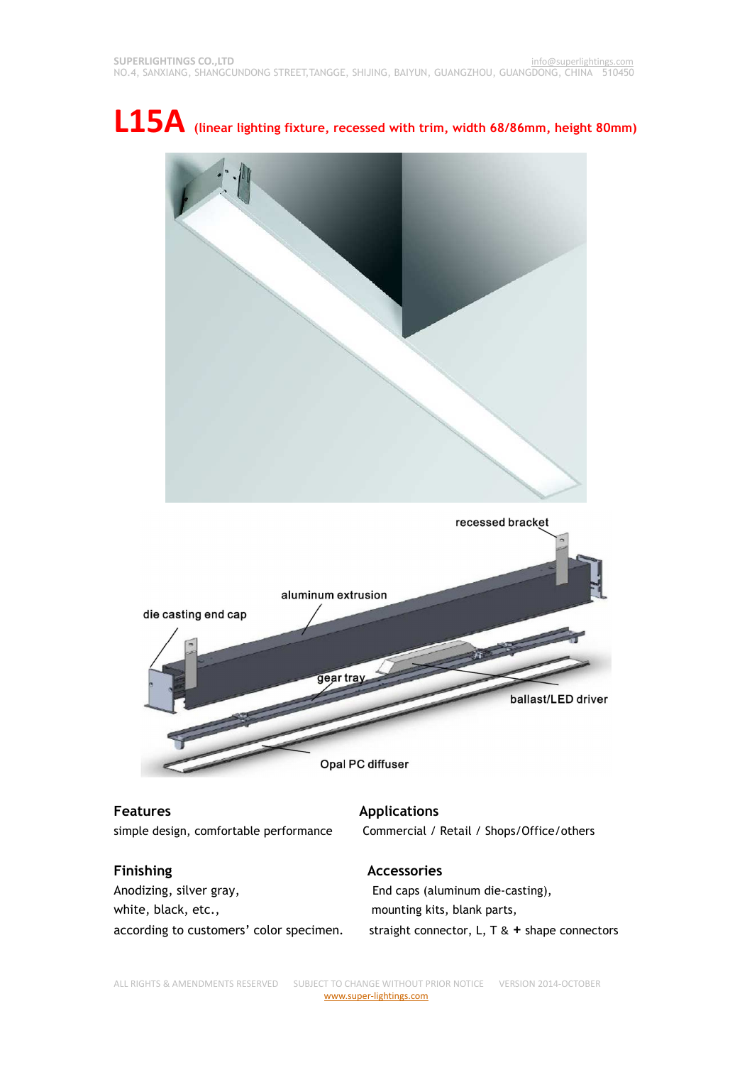SUPERLIGHTINGS CO.,LTD
info@superlightings.com
NO.4, SANXIANG, SHANGCUNDONG STREET,TANGGE, SHIJING, BAIYUN, GUANGZHOU, GUANGDONG, CHINA 510450

# L15A (linear lighting fixture, recessed with trim, width 68/86mm, height 80mm)

recessed bracket

aluminum extrusion

die casting end cap

gear tray

ballast/LED driver

Opal PC diffuser

## Features

simple design, comfortable performance

## Applications

Commercial / Retail / Shops/Office/others

## Finishing

Anodizing, silver gray,
white, black, etc.,
according to customers' color specimen.

## Accessories

End caps (aluminum die-casting),
mounting kits, blank parts,
straight connector, L, T & + shape connectors

ALL RIGHTS & AMENDMENTS RESERVED SUBJECT TO CHANGE WITHOUT PRIOR NOTICE VERSION 2014-OCTOBER
www.super-lightings.com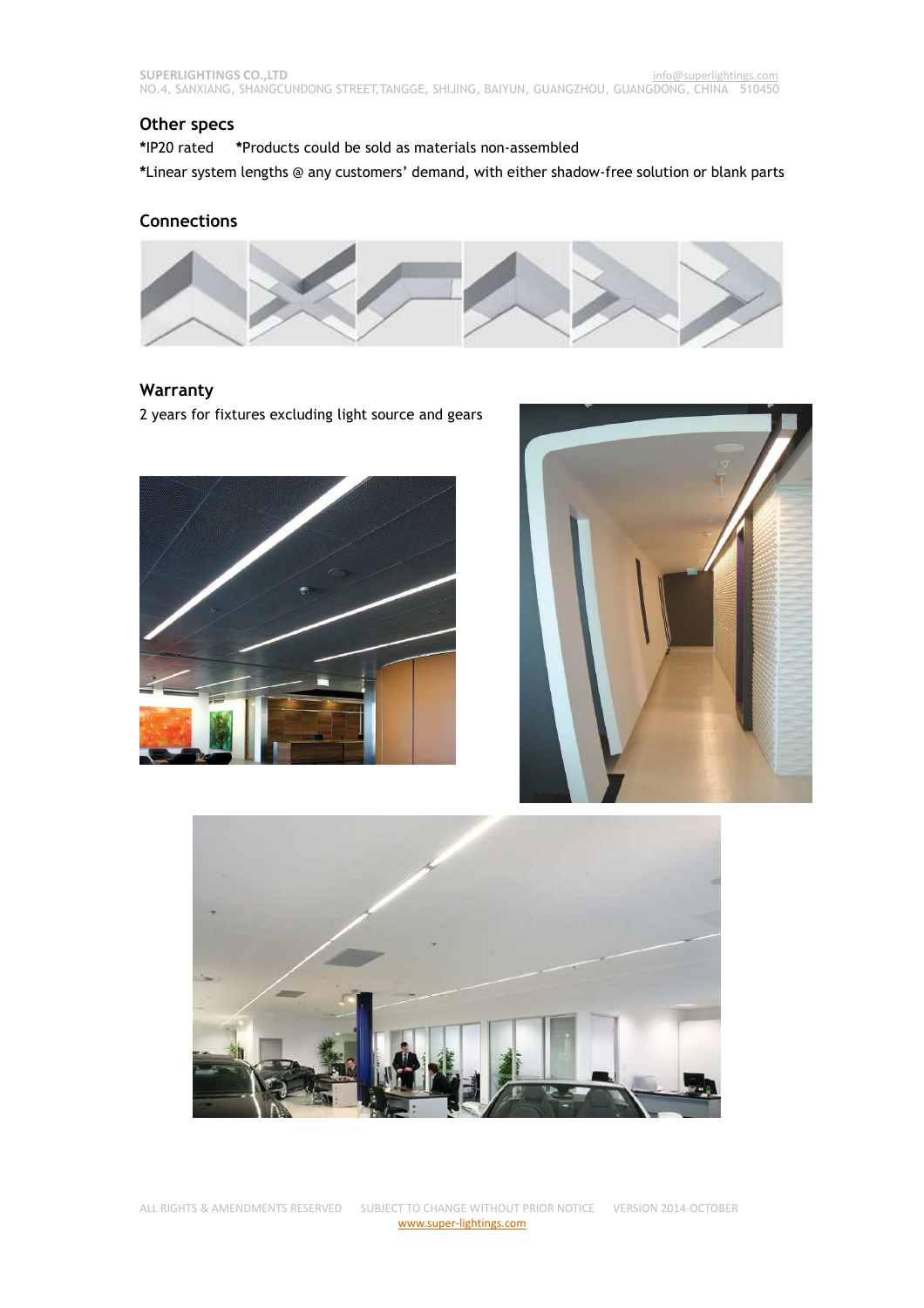## Other specs

*IP20 rated *Products could be sold as materials non-assembled

*Linear system lengths @ any customers' demand, with either shadow-free solution or blank parts

## Connections

## Warranty

2 years for fixtures excluding light source and gears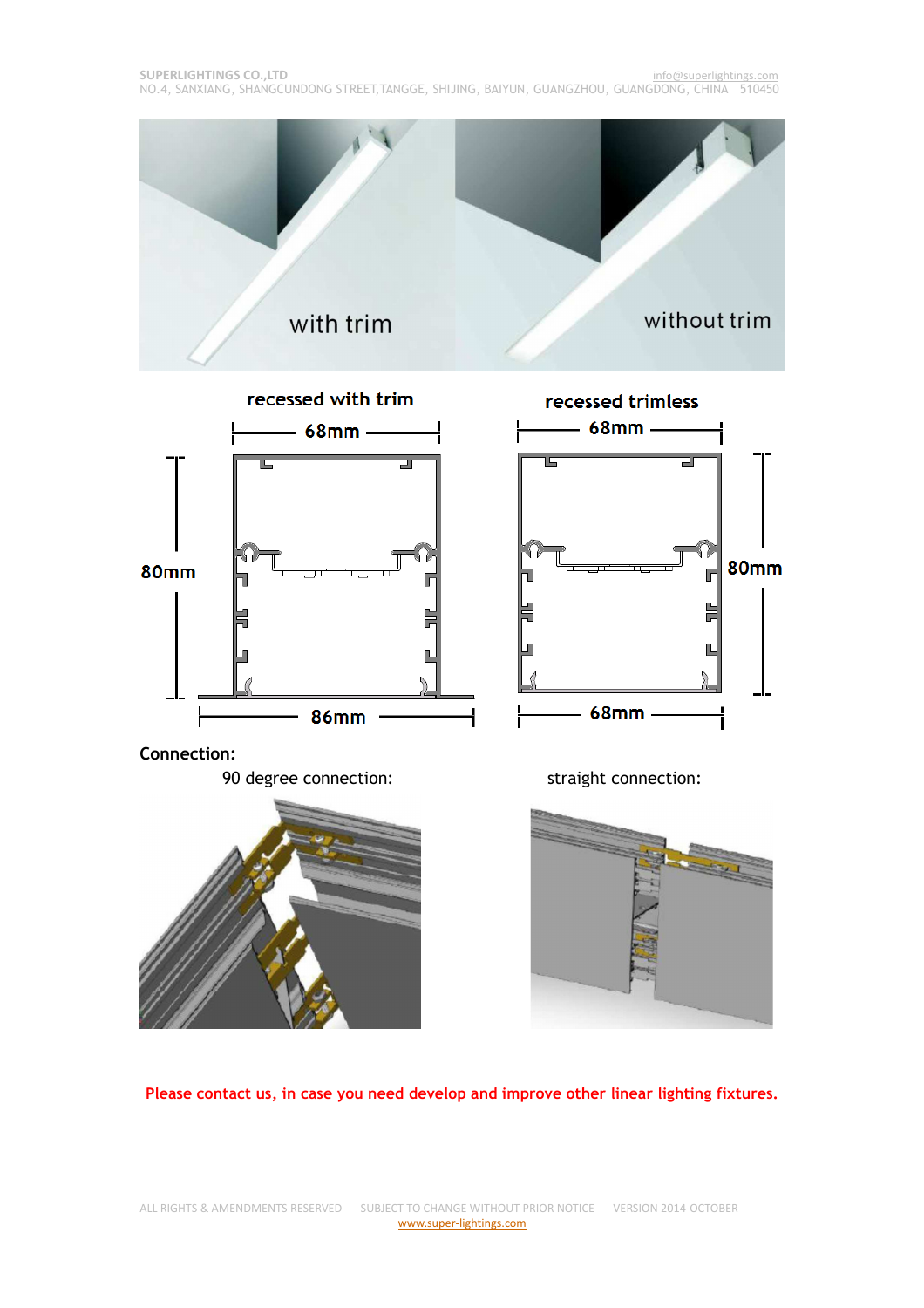with trim

without trim

recessed with trim

68mm

80mm

86mm

recessed trimless

68mm

80mm

68mm

**Connection:**

90 degree connection:

straight connection:

**Please contact us, in case you need develop and improve other linear lighting fixtures.**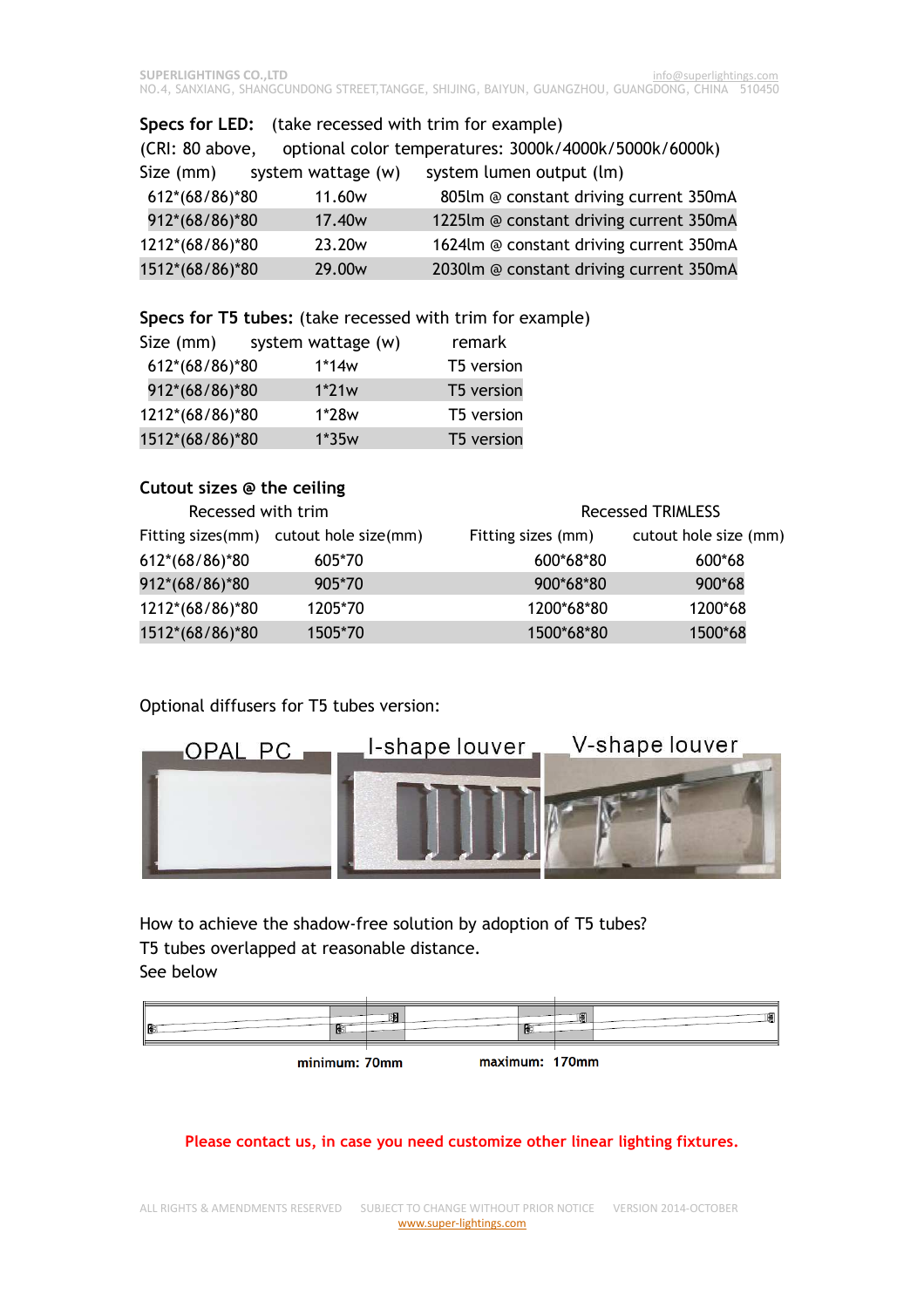**Specs for LED:** (take recessed with trim for example)

(CRI: 80 above, optional color temperatures: 3000k/4000k/5000k/6000k)

| Size (mm) | system wattage (w) | system lumen output (lm) |
| --- | --- | --- |
| 612*(68/86)*80 | 11.60w | 805lm @ constant driving current 350mA |
| 912*(68/86)*80 | 17.40w | 1225lm @ constant driving current 350mA |
| 1212*(68/86)*80 | 23.20w | 1624lm @ constant driving current 350mA |
| 1512*(68/86)*80 | 29.00w | 2030lm @ constant driving current 350mA |

**Specs for T5 tubes:** (take recessed with trim for example)

| Size (mm) | system wattage (w) | remark |
| --- | --- | --- |
| 612*(68/86)*80 | 1*14w | T5 version |
| 912*(68/86)*80 | 1*21w | T5 version |
| 1212*(68/86)*80 | 1*28w | T5 version |
| 1512*(68/86)*80 | 1*35w | T5 version |

**Cutout sizes @ the ceiling**

| Recessed with trim | | Recessed TRIMLESS | |
| --- | --- | --- | --- |
| Fitting sizes(mm) | cutout hole size(mm) | Fitting sizes (mm) | cutout hole size (mm) |
| 612*(68/86)*80 | 605*70 | 600*68*80 | 600*68 |
| 912*(68/86)*80 | 905*70 | 900*68*80 | 900*68 |
| 1212*(68/86)*80 | 1205*70 | 1200*68*80 | 1200*68 |
| 1512*(68/86)*80 | 1505*70 | 1500*68*80 | 1500*68 |

Optional diffusers for T5 tubes version:

OPAL PC

I-shape louver

V-shape louver

How to achieve the shadow-free solution by adoption of T5 tubes?
T5 tubes overlapped at reasonable distance.
See below

minimum: 70mm

maximum: 170mm

Please contact us, in case you need customize other linear lighting fixtures.